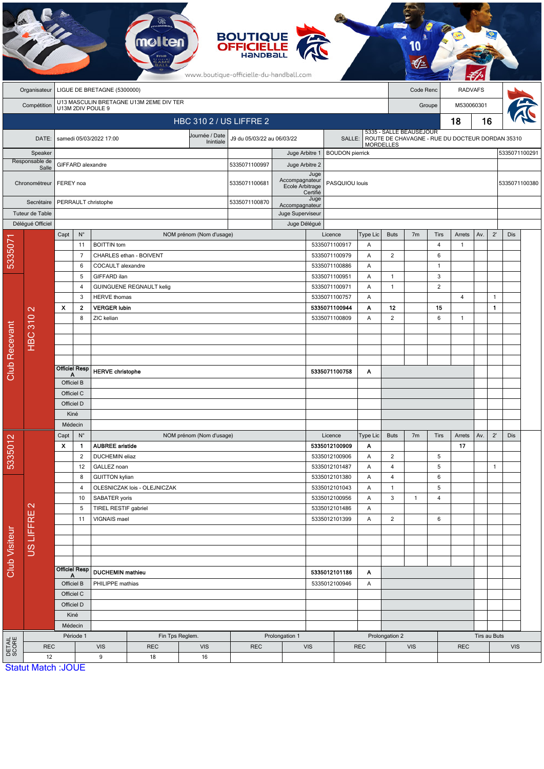BOUTIQUE OFFICIELLE HANDBALL

www.boutique-officielle-du-handball.com

| | | | |
|---|---|---|---|
| Organisateur | LIGUE DE BRETAGNE (5300000) | Code Renc | RADVAFS |
| Compétition | U13 MASCULIN BRETAGNE U13M 2EME DIV TER U13M 2DIV POULE 9 | Groupe | M530060301 |

## HBC 310 2 / US LIFFRE 2 — 18 / 16

| | | | | | |
|---|---|---|---|---|---|
| DATE: | samedi 05/03/2022 17:00 | Journée / Date Inintiale | J9 du 05/03/22 au 06/03/22 | SALLE: | 5335 - SALLE BEAUSEJOUR ROUTE DE CHAVAGNE - RUE DU DOCTEUR DORDAN 35310 MORDELLES |

| | | | | | |
|---|---|---|---|---|---|
| Speaker | | | Juge Arbitre 1 | BOUDON pierrick | 5335071100291 |
| Responsable de Salle | GIFFARD alexandre | 5335071100997 | Juge Arbitre 2 | | |
| Chronométreur | FEREY noa | 5335071100681 | Juge Accompagnateur Ecole Arbitrage Certifié | PASQUIOU louis | 5335071100380 |
| Secrétaire | PERRAULT christophe | 5335071100870 | Juge Accompagnateur | | |
| Tuteur de Table | | | Juge Superviseur | | |
| Délégué Officiel | | | Juge Délégué | | |

### Club Recevant — 5335071 — HBC 310 2

| Capt | N° | NOM prénom (Nom d'usage) | Licence | Type Lic | Buts | 7m | Tirs | Arrets | Av. | 2' | Dis |
|---|---|---|---|---|---|---|---|---|---|---|---|
| | 11 | BOITTIN tom | 5335071100917 | A | | | 4 | 1 | | | |
| | 7 | CHARLES ethan - BOIVENT | 5335071100979 | A | 2 | | 6 | | | | |
| | 6 | COCAULT alexandre | 5335071100886 | A | | | 1 | | | | |
| | 5 | GIFFARD ilan | 5335071100951 | A | 1 | | 3 | | | | |
| | 4 | GUINGUENE REGNAULT kelig | 5335071100971 | A | 1 | | 2 | | | | |
| | 3 | HERVE thomas | 5335071100757 | A | | | | 4 | | 1 | |
| X | **2** | **VERGER lubin** | **5335071100944** | **A** | **12** | | **15** | | | **1** | |
| | 8 | ZIC kelian | 5335071100809 | A | 2 | | 6 | 1 | | | |
| Officiel Resp A | | **HERVE christophe** | **5335071100758** | **A** | | | | | | | |
| Officiel B | | | | | | | | | | | |
| Officiel C | | | | | | | | | | | |
| Officiel D | | | | | | | | | | | |
| Kiné | | | | | | | | | | | |
| Médecin | | | | | | | | | | | |

### Club Visiteur — 5335012 — US LIFFRE 2

| Capt | N° | NOM prénom (Nom d'usage) | Licence | Type Lic | Buts | 7m | Tirs | Arrets | Av. | 2' | Dis |
|---|---|---|---|---|---|---|---|---|---|---|---|
| X | **1** | **AUBREE aristide** | **5335012100909** | **A** | | | | **17** | | | |
| | 2 | DUCHEMIN eliaz | 5335012100906 | A | 2 | | 5 | | | | |
| | 12 | GALLEZ noan | 5335012101487 | A | 4 | | 5 | | | 1 | |
| | 8 | GUITTON kylian | 5335012101380 | A | 4 | | 6 | | | | |
| | 4 | OLESNICZAK lois - OLEJNICZAK | 5335012101043 | A | 1 | | 5 | | | | |
| | 10 | SABATER yoris | 5335012100956 | A | 3 | 1 | 4 | | | | |
| | 5 | TIREL RESTIF gabriel | 5335012101486 | A | | | | | | | |
| | 11 | VIGNAIS mael | 5335012101399 | A | 2 | | 6 | | | | |
| Officiel Resp A | | **DUCHEMIN mathieu** | **5335012101186** | **A** | | | | | | | |
| Officiel B | | PHILIPPE mathias | 5335012100946 | A | | | | | | | |
| Officiel C | | | | | | | | | | | |
| Officiel D | | | | | | | | | | | |
| Kiné | | | | | | | | | | | |
| Médecin | | | | | | | | | | | |

### DETAIL SCORE

| Période 1 | | Fin Tps Reglem. | | Prolongation 1 | | Prolongation 2 | | Tirs au Buts | |
|---|---|---|---|---|---|---|---|---|---|
| REC | VIS | REC | VIS | REC | VIS | REC | VIS | REC | VIS |
| 12 | 9 | 18 | 16 | | | | | | |

Statut Match :JOUE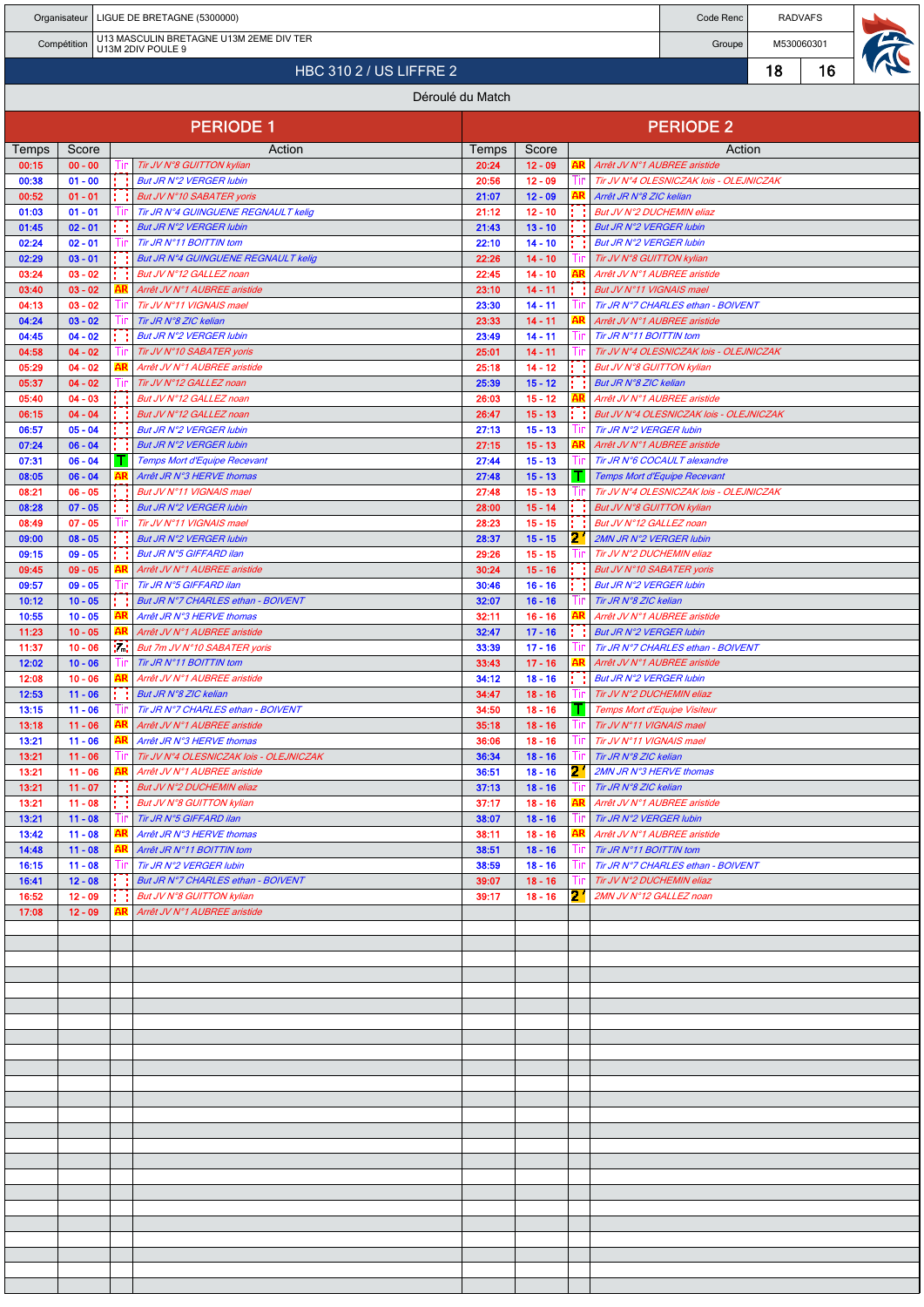| Organisateur | LIGUE DE BRETAGNE (5300000) | Code Renc | RADVAFS |
|---|---|---|---|
| Compétition | U13 MASCULIN BRETAGNE U13M 2EME DIV TER U13M 2DIV POULE 9 | Groupe | M530060301 |

## HBC 310 2 / US LIFFRE 2 — 18 / 16

### Déroulé du Match

| PERIODE 1 | | | | PERIODE 2 | | | |
|---|---|---|---|---|---|---|---|
| Temps | Score | | Action | Temps | Score | | Action |
| 00:15 | 00 - 00 | Tir | Tir JV N°8 GUITTON kylian | 20:24 | 12 - 09 | AR | Arrêt JV N°1 AUBREE aristide |
| 00:38 | 01 - 00 | | But JR N°2 VERGER lubin | 20:56 | 12 - 09 | Tir | Tir JV N°4 OLESNICZAK lois - OLEJNICZAK |
| 00:52 | 01 - 01 | | But JV N°10 SABATER yoris | 21:07 | 12 - 09 | AR | Arrêt JR N°8 ZIC kelian |
| 01:03 | 01 - 01 | Tir | Tir JR N°4 GUINGUENE REGNAULT kelig | 21:12 | 12 - 10 | | But JV N°2 DUCHEMIN eliaz |
| 01:45 | 02 - 01 | | But JR N°2 VERGER lubin | 21:43 | 13 - 10 | | But JR N°2 VERGER lubin |
| 02:24 | 02 - 01 | Tir | Tir JR N°11 BOITTIN tom | 22:10 | 14 - 10 | | But JR N°2 VERGER lubin |
| 02:29 | 03 - 01 | | But JR N°4 GUINGUENE REGNAULT kelig | 22:26 | 14 - 10 | Tir | Tir JV N°8 GUITTON kylian |
| 03:24 | 03 - 02 | | But JV N°12 GALLEZ noan | 22:45 | 14 - 10 | AR | Arrêt JV N°1 AUBREE aristide |
| 03:40 | 03 - 02 | AR | Arrêt JV N°1 AUBREE aristide | 23:10 | 14 - 11 | | But JV N°11 VIGNAIS mael |
| 04:13 | 03 - 02 | Tir | Tir JV N°11 VIGNAIS mael | 23:30 | 14 - 11 | Tir | Tir JR N°7 CHARLES ethan - BOIVENT |
| 04:24 | 03 - 02 | Tir | Tir JR N°8 ZIC kelian | 23:33 | 14 - 11 | AR | Arrêt JV N°1 AUBREE aristide |
| 04:45 | 04 - 02 | | But JR N°2 VERGER lubin | 23:49 | 14 - 11 | Tir | Tir JR N°11 BOITTIN tom |
| 04:58 | 04 - 02 | Tir | Tir JV N°10 SABATER yoris | 25:01 | 14 - 11 | Tir | Tir JV N°4 OLESNICZAK lois - OLEJNICZAK |
| 05:29 | 04 - 02 | AR | Arrêt JV N°1 AUBREE aristide | 25:18 | 14 - 12 | | But JV N°8 GUITTON kylian |
| 05:37 | 04 - 02 | Tir | Tir JV N°12 GALLEZ noan | 25:39 | 15 - 12 | | But JR N°8 ZIC kelian |
| 05:40 | 04 - 03 | | But JV N°12 GALLEZ noan | 26:03 | 15 - 12 | AR | Arrêt JV N°1 AUBREE aristide |
| 06:15 | 04 - 04 | | But JV N°12 GALLEZ noan | 26:47 | 15 - 13 | | But JV N°4 OLESNICZAK lois - OLEJNICZAK |
| 06:57 | 05 - 04 | | But JR N°2 VERGER lubin | 27:13 | 15 - 13 | Tir | Tir JR N°2 VERGER lubin |
| 07:24 | 06 - 04 | | But JR N°2 VERGER lubin | 27:15 | 15 - 13 | AR | Arrêt JV N°1 AUBREE aristide |
| 07:31 | 06 - 04 | T | Temps Mort d'Equipe Recevant | 27:44 | 15 - 13 | Tir | Tir JR N°6 COCAULT alexandre |
| 08:05 | 06 - 04 | AR | Arrêt JR N°3 HERVE thomas | 27:48 | 15 - 13 | T | Temps Mort d'Equipe Recevant |
| 08:21 | 06 - 05 | | But JV N°11 VIGNAIS mael | 27:48 | 15 - 13 | Tir | Tir JV N°4 OLESNICZAK lois - OLEJNICZAK |
| 08:28 | 07 - 05 | | But JR N°2 VERGER lubin | 28:00 | 15 - 14 | | But JV N°8 GUITTON kylian |
| 08:49 | 07 - 05 | Tir | Tir JV N°11 VIGNAIS mael | 28:23 | 15 - 15 | | But JV N°12 GALLEZ noan |
| 09:00 | 08 - 05 | | But JR N°2 VERGER lubin | 28:37 | 15 - 15 | 2' | 2MN JR N°2 VERGER lubin |
| 09:15 | 09 - 05 | | But JR N°5 GIFFARD ilan | 29:26 | 15 - 15 | Tir | Tir JV N°2 DUCHEMIN eliaz |
| 09:45 | 09 - 05 | AR | Arrêt JV N°1 AUBREE aristide | 30:24 | 15 - 16 | | But JV N°10 SABATER yoris |
| 09:57 | 09 - 05 | Tir | Tir JR N°5 GIFFARD ilan | 30:46 | 16 - 16 | | But JR N°2 VERGER lubin |
| 10:12 | 10 - 05 | | But JR N°7 CHARLES ethan - BOIVENT | 32:07 | 16 - 16 | Tir | Tir JR N°8 ZIC kelian |
| 10:55 | 10 - 05 | AR | Arrêt JR N°3 HERVE thomas | 32:11 | 16 - 16 | AR | Arrêt JV N°1 AUBREE aristide |
| 11:23 | 10 - 05 | AR | Arrêt JV N°1 AUBREE aristide | 32:47 | 17 - 16 | | But JR N°2 VERGER lubin |
| 11:37 | 10 - 06 | 7m | But 7m JV N°10 SABATER yoris | 33:39 | 17 - 16 | Tir | Tir JR N°7 CHARLES ethan - BOIVENT |
| 12:02 | 10 - 06 | Tir | Tir JR N°11 BOITTIN tom | 33:43 | 17 - 16 | AR | Arrêt JV N°1 AUBREE aristide |
| 12:08 | 10 - 06 | AR | Arrêt JV N°1 AUBREE aristide | 34:12 | 18 - 16 | | But JR N°2 VERGER lubin |
| 12:53 | 11 - 06 | | But JR N°8 ZIC kelian | 34:47 | 18 - 16 | Tir | Tir JV N°2 DUCHEMIN eliaz |
| 13:15 | 11 - 06 | Tir | Tir JR N°7 CHARLES ethan - BOIVENT | 34:50 | 18 - 16 | T | Temps Mort d'Equipe Visiteur |
| 13:18 | 11 - 06 | AR | Arrêt JV N°1 AUBREE aristide | 35:18 | 18 - 16 | Tir | Tir JV N°11 VIGNAIS mael |
| 13:21 | 11 - 06 | AR | Arrêt JR N°3 HERVE thomas | 36:06 | 18 - 16 | Tir | Tir JV N°11 VIGNAIS mael |
| 13:21 | 11 - 06 | Tir | Tir JV N°4 OLESNICZAK lois - OLEJNICZAK | 36:34 | 18 - 16 | Tir | Tir JR N°8 ZIC kelian |
| 13:21 | 11 - 06 | AR | Arrêt JV N°1 AUBREE aristide | 36:51 | 18 - 16 | 2' | 2MN JR N°3 HERVE thomas |
| 13:21 | 11 - 07 | | But JV N°2 DUCHEMIN eliaz | 37:13 | 18 - 16 | Tir | Tir JR N°8 ZIC kelian |
| 13:21 | 11 - 08 | | But JV N°8 GUITTON kylian | 37:17 | 18 - 16 | AR | Arrêt JV N°1 AUBREE aristide |
| 13:21 | 11 - 08 | Tir | Tir JR N°5 GIFFARD ilan | 38:07 | 18 - 16 | Tir | Tir JR N°2 VERGER lubin |
| 13:42 | 11 - 08 | AR | Arrêt JR N°3 HERVE thomas | 38:11 | 18 - 16 | AR | Arrêt JV N°1 AUBREE aristide |
| 14:48 | 11 - 08 | AR | Arrêt JR N°11 BOITTIN tom | 38:51 | 18 - 16 | Tir | Tir JR N°11 BOITTIN tom |
| 16:15 | 11 - 08 | Tir | Tir JR N°2 VERGER lubin | 38:59 | 18 - 16 | Tir | Tir JR N°7 CHARLES ethan - BOIVENT |
| 16:41 | 12 - 08 | | But JR N°7 CHARLES ethan - BOIVENT | 39:07 | 18 - 16 | Tir | Tir JV N°2 DUCHEMIN eliaz |
| 16:52 | 12 - 09 | | But JV N°8 GUITTON kylian | 39:17 | 18 - 16 | 2' | 2MN JV N°12 GALLEZ noan |
| 17:08 | 12 - 09 | AR | Arrêt JV N°1 AUBREE aristide | | | | |